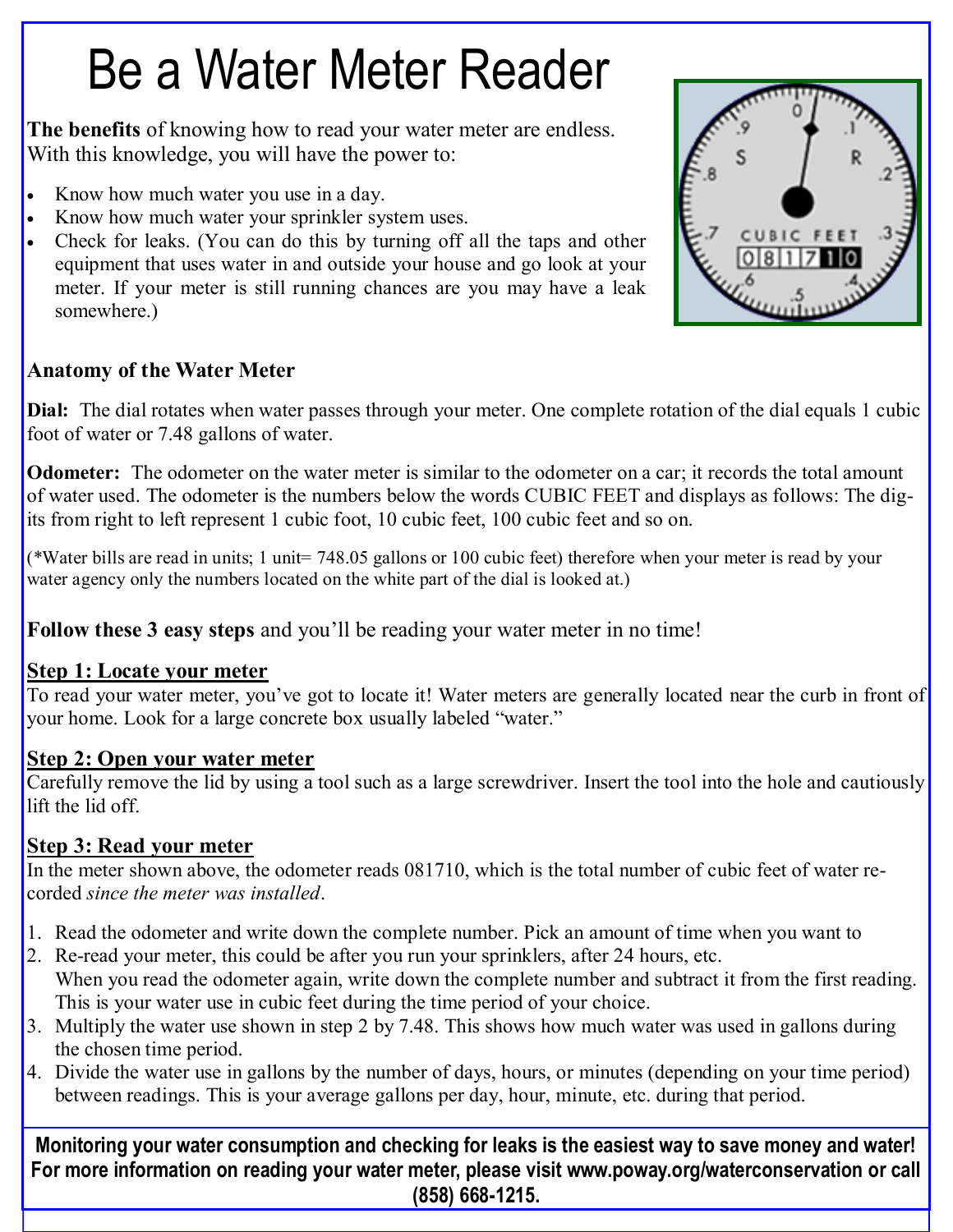# Be a Water Meter Reader

**The benefits** of knowing how to read your water meter are endless. With this knowledge, you will have the power to:

- Know how much water you use in a day.
- Know how much water your sprinkler system uses.
- Check for leaks. (You can do this by turning off all the taps and other equipment that uses water in and outside your house and go look at your meter. If your meter is still running chances are you may have a leak somewhere.)

### Anatomy of the Water Meter

**Dial:** The dial rotates when water passes through your meter. One complete rotation of the dial equals 1 cubic foot of water or 7.48 gallons of water.

**Odometer:** The odometer on the water meter is similar to the odometer on a car; it records the total amount of water used. The odometer is the numbers below the words CUBIC FEET and displays as follows: The digits from right to left represent 1 cubic foot, 10 cubic feet, 100 cubic feet and so on.

(*Water bills are read in units; 1 unit= 748.05 gallons or 100 cubic feet) therefore when your meter is read by your water agency only the numbers located on the white part of the dial is looked at.)

**Follow these 3 easy steps** and you'll be reading your water meter in no time!

**<u>Step 1: Locate your meter</u>**

To read your water meter, you've got to locate it! Water meters are generally located near the curb in front of your home. Look for a large concrete box usually labeled "water."

**<u>Step 2: Open your water meter</u>**

Carefully remove the lid by using a tool such as a large screwdriver. Insert the tool into the hole and cautiously lift the lid off.

**<u>Step 3: Read your meter</u>**

In the meter shown above, the odometer reads 081710, which is the total number of cubic feet of water recorded *since the meter was installed*.

1. Read the odometer and write down the complete number. Pick an amount of time when you want to
2. Re-read your meter, this could be after you run your sprinklers, after 24 hours, etc.
   When you read the odometer again, write down the complete number and subtract it from the first reading. This is your water use in cubic feet during the time period of your choice.
3. Multiply the water use shown in step 2 by 7.48. This shows how much water was used in gallons during the chosen time period.
4. Divide the water use in gallons by the number of days, hours, or minutes (depending on your time period) between readings. This is your average gallons per day, hour, minute, etc. during that period.

**Monitoring your water consumption and checking for leaks is the easiest way to save money and water! For more information on reading your water meter, please visit www.poway.org/waterconservation or call (858) 668-1215.**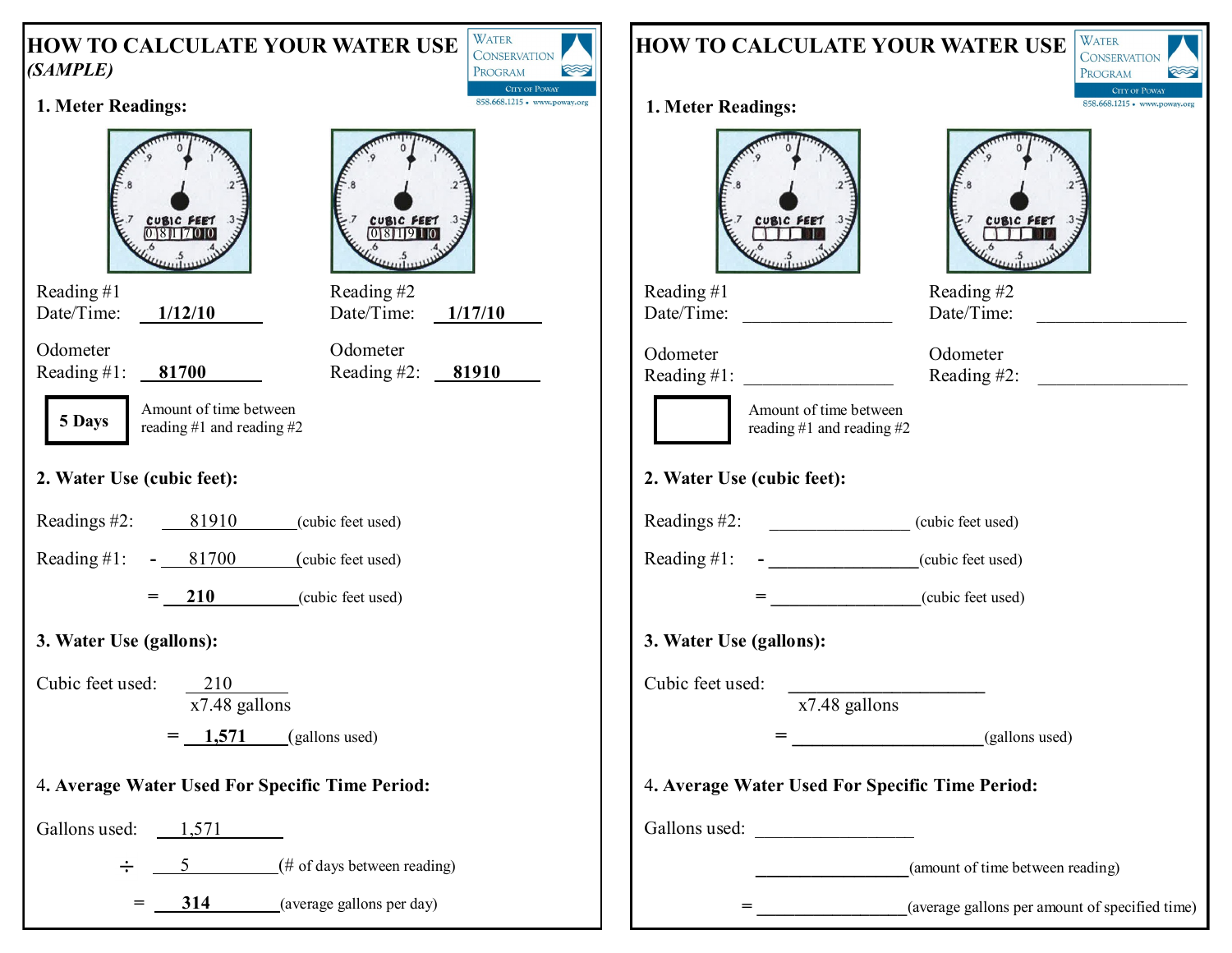# HOW TO CALCULATE YOUR WATER USE

*(SAMPLE)*

WATER CONSERVATION PROGRAM
CITY OF POWAY
858.668.1215 • www.poway.org

## 1. Meter Readings:

CUBIC FEET 0 8 1 7 0 0

CUBIC FEET 0 8 1 9 1 0

Reading #1
Date/Time: **1/12/10**

Reading #2
Date/Time: **1/17/10**

Odometer
Reading #1: **81700**

Odometer
Reading #2: **81910**

**5 Days** Amount of time between reading #1 and reading #2

## 2. Water Use (cubic feet):

Readings #2: 81910 (cubic feet used)

Reading #1: - 81700 (cubic feet used)

= **210** (cubic feet used)

## 3. Water Use (gallons):

Cubic feet used: 210
x7.48 gallons

= **1,571** (gallons used)

## 4. Average Water Used For Specific Time Period:

Gallons used: 1,571

÷ 5 (# of days between reading)

= **314** (average gallons per day)

# HOW TO CALCULATE YOUR WATER USE

WATER CONSERVATION PROGRAM
CITY OF POWAY
858.668.1215 • www.poway.org

## 1. Meter Readings:

CUBIC FEET

CUBIC FEET

Reading #1
Date/Time: ________________

Reading #2
Date/Time: ________________

Odometer
Reading #1: ________________

Odometer
Reading #2: ________________

[ ] Amount of time between reading #1 and reading #2

## 2. Water Use (cubic feet):

Readings #2: ________________ (cubic feet used)

Reading #1: - ________________(cubic feet used)

= ________________(cubic feet used)

## 3. Water Use (gallons):

Cubic feet used: ______________________
x7.48 gallons

= ______________________(gallons used)

## 4. Average Water Used For Specific Time Period:

Gallons used: __________________

__________________(amount of time between reading)

= __________________(average gallons per amount of specified time)